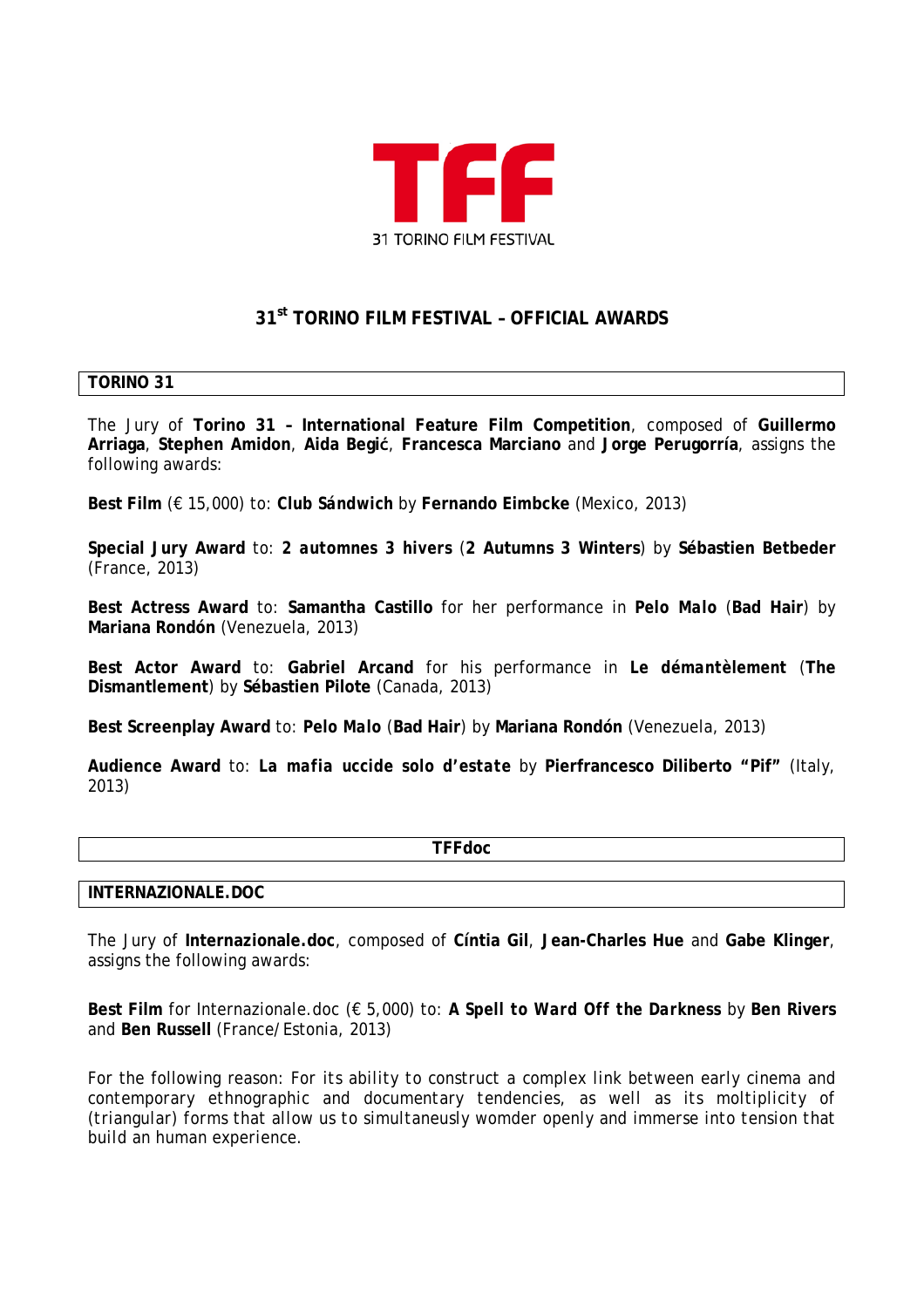TFF

31 TORINO FILM FESTIVAL

# 31st TORINO FILM FESTIVAL – OFFICIAL AWARDS

## TORINO 31

The Jury of **Torino 31 – International Feature Film Competition**, composed of **Guillermo Arriaga**, **Stephen Amidon**, **Aida Begić**, **Francesca Marciano** and **Jorge Perugorría**, assigns the following awards:

**Best Film** (€ 15,000) to: ***Club Sándwich*** by **Fernando Eimbcke** (Mexico, 2013)

**Special Jury Award** to: ***2 automnes 3 hivers*** (**2 Autumns 3 Winters**) by **Sébastien Betbeder** (France, 2013)

**Best Actress Award** to: **Samantha Castillo** for her performance in ***Pelo Malo*** (**Bad Hair**) by **Mariana Rondón** (Venezuela, 2013)

**Best Actor Award** to: **Gabriel Arcand** for his performance in ***Le démantèlement*** (**The Dismantlement**) by **Sébastien Pilote** (Canada, 2013)

**Best Screenplay Award** to: ***Pelo Malo*** (**Bad Hair**) by **Mariana Rondón** (Venezuela, 2013)

**Audience Award** to: ***La mafia uccide solo d'estate*** by **Pierfrancesco Diliberto "Pif"** (Italy, 2013)

## TFFdoc

### INTERNAZIONALE.DOC

The Jury of **Internazionale.doc**, composed of **Cíntia Gil**, **Jean-Charles Hue** and **Gabe Klinger**, assigns the following awards:

**Best Film** for Internazionale.doc (€ 5,000) to: ***A Spell to Ward Off the Darkness*** by **Ben Rivers** and **Ben Russell** (France/Estonia, 2013)

For the following reason: For its ability to construct a complex link between early cinema and contemporary ethnographic and documentary tendencies, as well as its moltiplicity of (triangular) forms that allow us to simultaneusly womder openly and immerse into tension that build an human experience.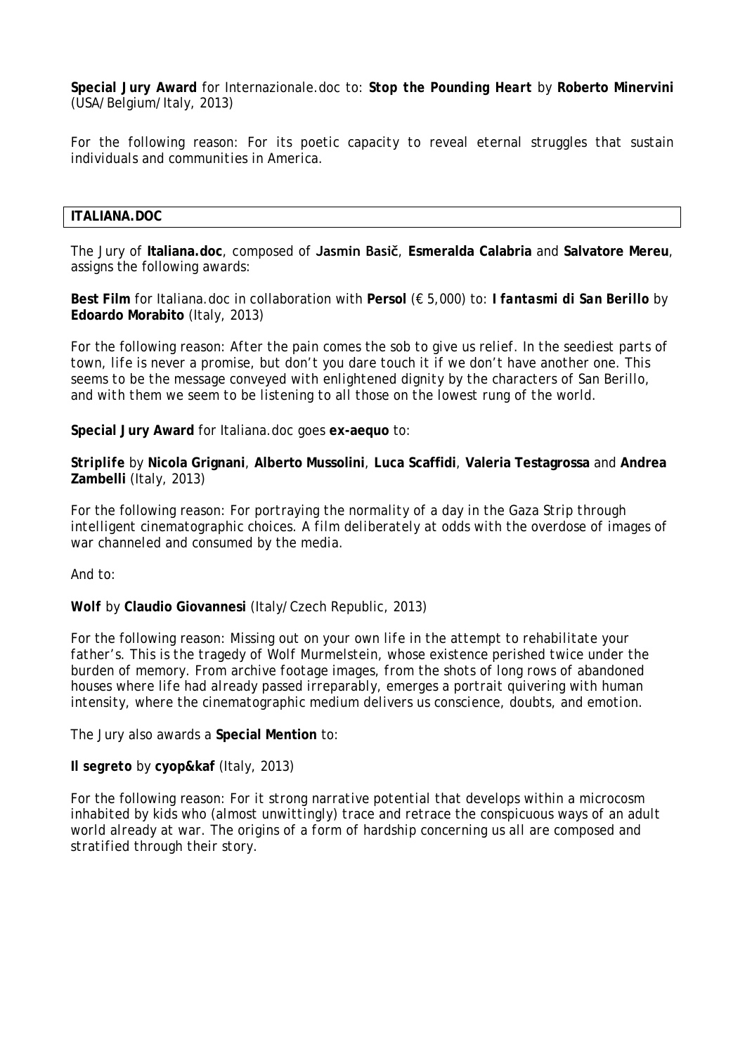**Special Jury Award** for Internazionale.doc to: ***Stop the Pounding Heart*** by **Roberto Minervini** (USA/Belgium/Italy, 2013)

*For the following reason: For its poetic capacity to reveal eternal struggles that sustain individuals and communities in America.*

## ITALIANA.DOC

The Jury of **Italiana.doc**, composed of **Jasmin Basič**, **Esmeralda Calabria** and **Salvatore Mereu**, assigns the following awards:

**Best Film** for Italiana.doc in collaboration with **Persol** (€ 5,000) to: ***I fantasmi di San Berillo*** by **Edoardo Morabito** (Italy, 2013)

*For the following reason: After the pain comes the sob to give us relief. In the seediest parts of town, life is never a promise, but don't you dare touch it if we don't have another one. This seems to be the message conveyed with enlightened dignity by the characters of San Berillo, and with them we seem to be listening to all those on the lowest rung of the world.*

**Special Jury Award** for Italiana.doc goes **ex-aequo** to:

***Striplife*** by **Nicola Grignani**, **Alberto Mussolini**, **Luca Scaffidi**, **Valeria Testagrossa** and **Andrea Zambelli** (Italy, 2013)

*For the following reason: For portraying the normality of a day in the Gaza Strip through intelligent cinematographic choices. A film deliberately at odds with the overdose of images of war channeled and consumed by the media.*

And to:

***Wolf*** by **Claudio Giovannesi** (Italy/Czech Republic, 2013)

*For the following reason: Missing out on your own life in the attempt to rehabilitate your father's. This is the tragedy of Wolf Murmelstein, whose existence perished twice under the burden of memory. From archive footage images, from the shots of long rows of abandoned houses where life had already passed irreparably, emerges a portrait quivering with human intensity, where the cinematographic medium delivers us conscience, doubts, and emotion.*

The Jury also awards a **Special Mention** to:

***Il segreto*** by **cyop&kaf** (Italy, 2013)

*For the following reason: For it strong narrative potential that develops within a microcosm inhabited by kids who (almost unwittingly) trace and retrace the conspicuous ways of an adult world already at war. The origins of a form of hardship concerning us all are composed and stratified through their story.*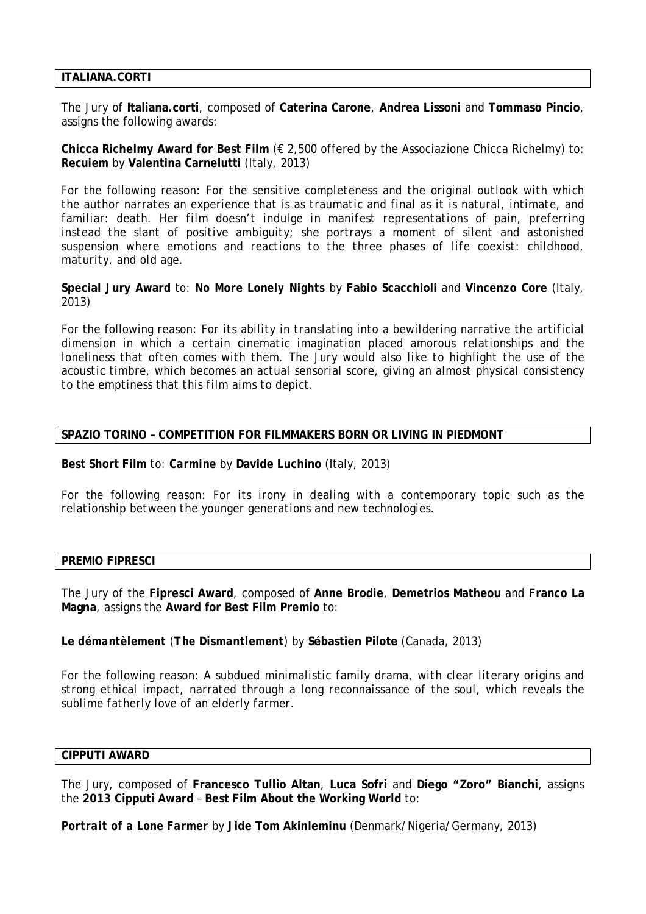## ITALIANA.CORTI

The Jury of **Italiana.corti**, composed of **Caterina Carone**, **Andrea Lissoni** and **Tommaso Pincio**, assigns the following awards:

**Chicca Richelmy Award for Best Film** (€ 2,500 offered by the Associazione Chicca Richelmy) to: **Recuiem** by **Valentina Carnelutti** (Italy, 2013)

*For the following reason: For the sensitive completeness and the original outlook with which the author narrates an experience that is as traumatic and final as it is natural, intimate, and familiar: death. Her film doesn't indulge in manifest representations of pain, preferring instead the slant of positive ambiguity; she portrays a moment of silent and astonished suspension where emotions and reactions to the three phases of life coexist: childhood, maturity, and old age.*

**Special Jury Award** to: **No More Lonely Nights** by **Fabio Scacchioli** and **Vincenzo Core** (Italy, 2013)

*For the following reason: For its ability in translating into a bewildering narrative the artificial dimension in which a certain cinematic imagination placed amorous relationships and the loneliness that often comes with them. The Jury would also like to highlight the use of the acoustic timbre, which becomes an actual sensorial score, giving an almost physical consistency to the emptiness that this film aims to depict.*

## SPAZIO TORINO – COMPETITION FOR FILMMAKERS BORN OR LIVING IN PIEDMONT

**Best Short Film** to: ***Carmine*** by **Davide Luchino** (Italy, 2013)

*For the following reason: For its irony in dealing with a contemporary topic such as the relationship between the younger generations and new technologies.*

## PREMIO FIPRESCI

The Jury of the **Fipresci Award**, composed of **Anne Brodie**, **Demetrios Matheou** and **Franco La Magna**, assigns the **Award for Best Film Premio** to:

***Le démantèlement*** (***The Dismantlement***) by **Sébastien Pilote** (Canada, 2013)

*For the following reason: A subdued minimalistic family drama, with clear literary origins and strong ethical impact, narrated through a long reconnaissance of the soul, which reveals the sublime fatherly love of an elderly farmer.*

## CIPPUTI AWARD

The Jury, composed of **Francesco Tullio Altan**, **Luca Sofri** and **Diego "Zoro" Bianchi**, assigns the **2013 Cipputi Award** – **Best Film About the Working World** to:

***Portrait of a Lone Farmer*** by **Jide Tom Akinleminu** (Denmark/Nigeria/Germany, 2013)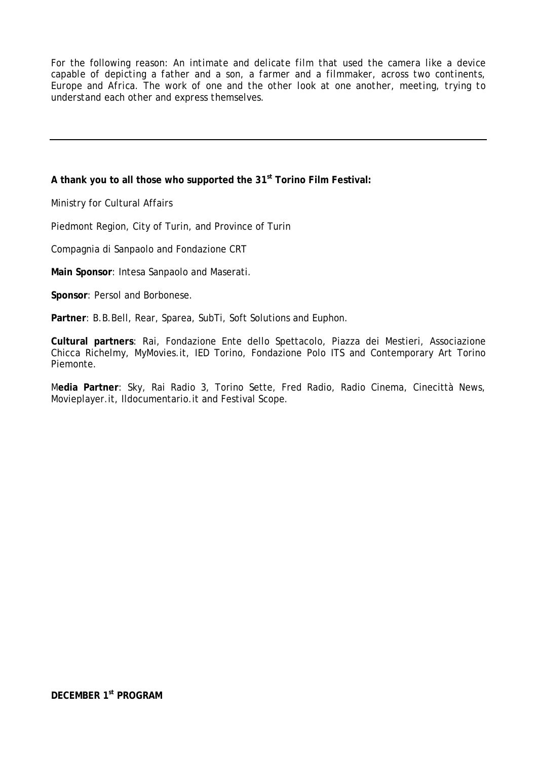For the following reason: *An intimate and delicate film that used the camera like a device capable of depicting a father and a son, a farmer and a filmmaker, across two continents, Europe and Africa. The work of one and the other look at one another, meeting, trying to understand each other and express themselves.*

---

**A thank you to all those who supported the 31st Torino Film Festival:**

Ministry for Cultural Affairs

Piedmont Region, City of Turin, and Province of Turin

Compagnia di Sanpaolo and Fondazione CRT

**Main Sponsor**: Intesa Sanpaolo and Maserati.

**Sponsor**: Persol and Borbonese.

**Partner**: B.B.Bell, Rear, Sparea, SubTi, Soft Solutions and Euphon.

**Cultural partners**: Rai, Fondazione Ente dello Spettacolo, Piazza dei Mestieri, Associazione Chicca Richelmy, MyMovies.it, IED Torino, Fondazione Polo ITS and Contemporary Art Torino Piemonte.

M**edia Partner**: Sky, Rai Radio 3, Torino Sette, Fred Radio, Radio Cinema, Cinecittà News, Movieplayer.it, Ildocumentario.it and Festival Scope.

**DECEMBER 1st PROGRAM**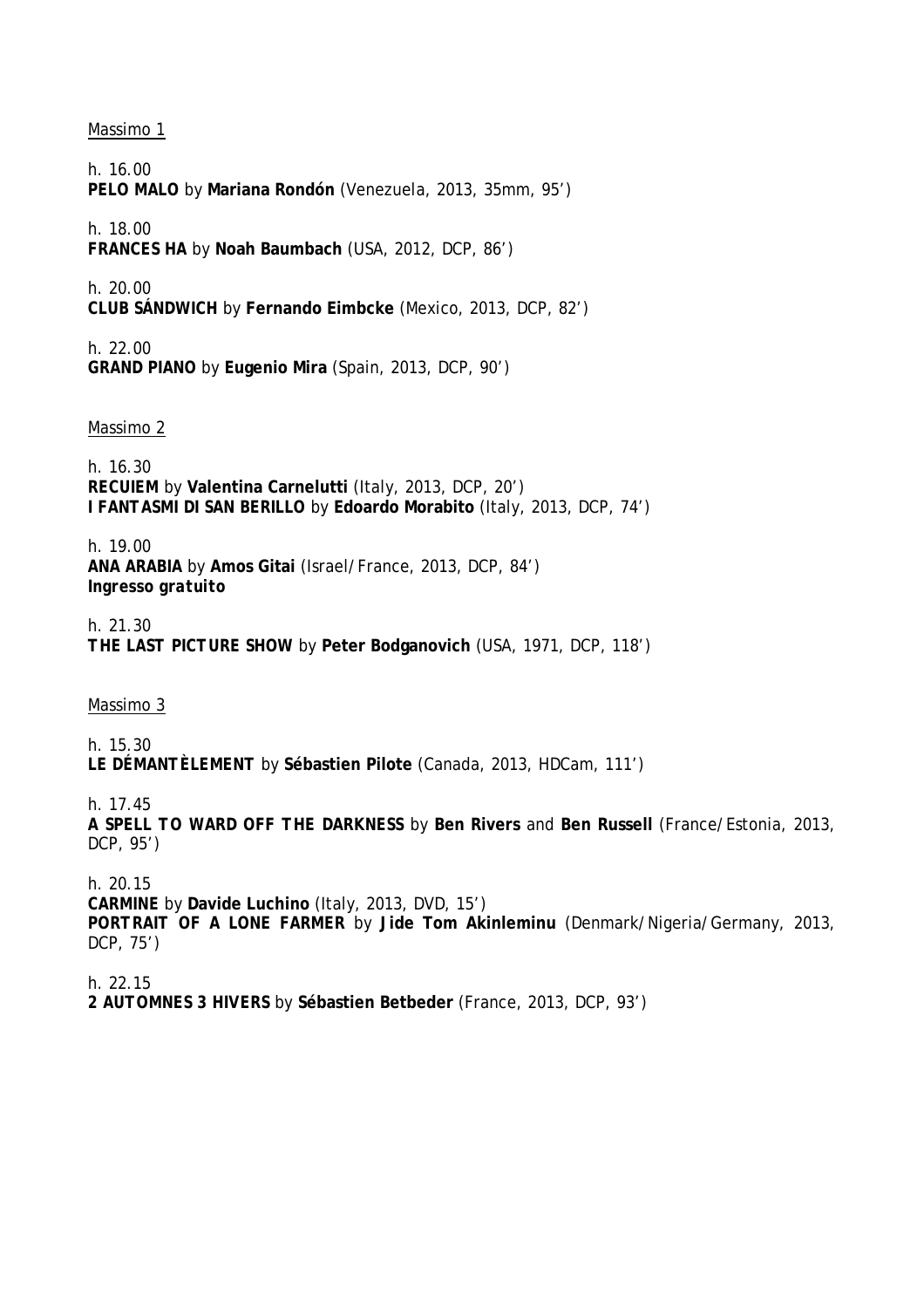Massimo 1

h. 16.00
**PELO MALO** by **Mariana Rondón** (Venezuela, 2013, 35mm, 95')

h. 18.00
**FRANCES HA** by **Noah Baumbach** (USA, 2012, DCP, 86')

h. 20.00
**CLUB SÁNDWICH** by **Fernando Eimbcke** (Mexico, 2013, DCP, 82')

h. 22.00
**GRAND PIANO** by **Eugenio Mira** (Spain, 2013, DCP, 90')

Massimo 2

h. 16.30
**RECUIEM** by **Valentina Carnelutti** (Italy, 2013, DCP, 20')
**I FANTASMI DI SAN BERILLO** by **Edoardo Morabito** (Italy, 2013, DCP, 74')

h. 19.00
**ANA ARABIA** by **Amos Gitai** (Israel/France, 2013, DCP, 84')
**Ingresso *gratuito***

h. 21.30
**THE LAST PICTURE SHOW** by **Peter Bodganovich** (USA, 1971, DCP, 118')

Massimo 3

h. 15.30
**LE DÉMANTÈLEMENT** by **Sébastien Pilote** (Canada, 2013, HDCam, 111')

h. 17.45
**A SPELL TO WARD OFF THE DARKNESS** by **Ben Rivers** and **Ben Russell** (France/Estonia, 2013, DCP, 95')

h. 20.15
**CARMINE** by **Davide Luchino** (Italy, 2013, DVD, 15')
**PORTRAIT OF A LONE FARMER** by **Jide Tom Akinleminu** (Denmark/Nigeria/Germany, 2013, DCP, 75')

h. 22.15
**2 AUTOMNES 3 HIVERS** by **Sébastien Betbeder** (France, 2013, DCP, 93')